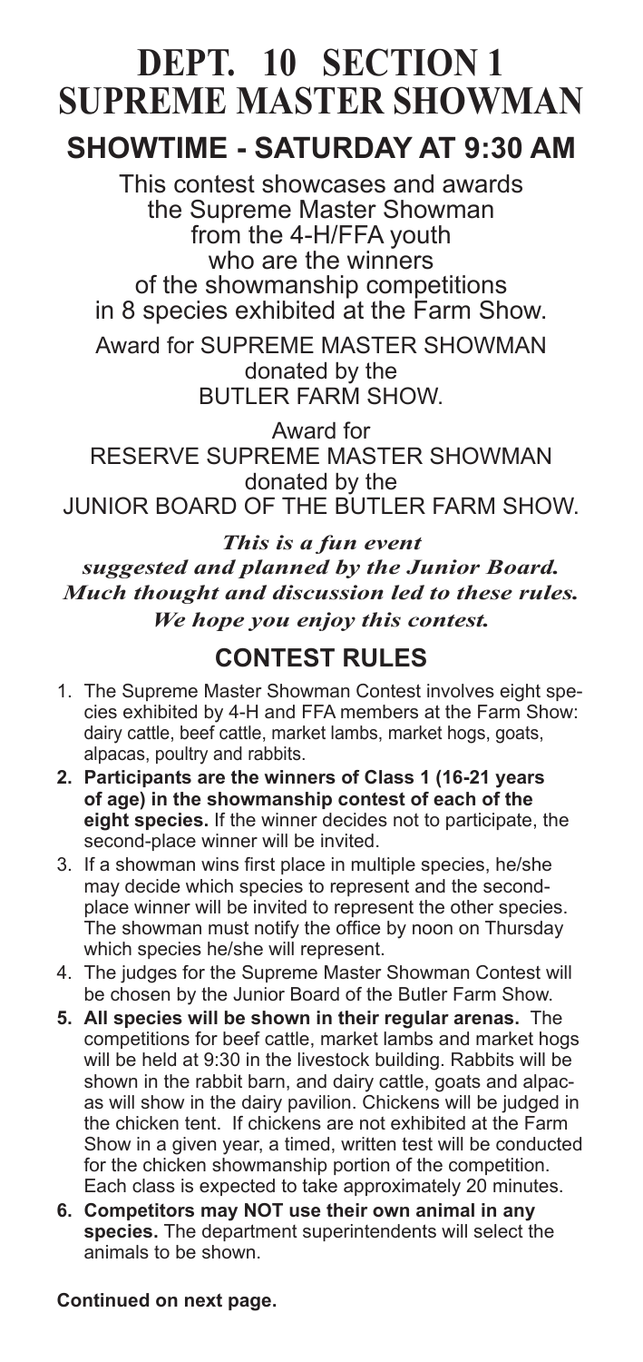# DEPT. 10 SECTION 1
# SUPREME MASTER SHOWMAN

## SHOWTIME - SATURDAY AT 9:30 AM

This contest showcases and awards the Supreme Master Showman from the 4-H/FFA youth who are the winners of the showmanship competitions in 8 species exhibited at the Farm Show.

Award for SUPREME MASTER SHOWMAN donated by the BUTLER FARM SHOW.

Award for RESERVE SUPREME MASTER SHOWMAN donated by the JUNIOR BOARD OF THE BUTLER FARM SHOW.

***This is a fun event suggested and planned by the Junior Board. Much thought and discussion led to these rules. We hope you enjoy this contest.***

## CONTEST RULES

1. The Supreme Master Showman Contest involves eight species exhibited by 4-H and FFA members at the Farm Show: dairy cattle, beef cattle, market lambs, market hogs, goats, alpacas, poultry and rabbits.
2. **Participants are the winners of Class 1 (16-21 years of age) in the showmanship contest of each of the eight species.** If the winner decides not to participate, the second-place winner will be invited.
3. If a showman wins first place in multiple species, he/she may decide which species to represent and the second-place winner will be invited to represent the other species. The showman must notify the office by noon on Thursday which species he/she will represent.
4. The judges for the Supreme Master Showman Contest will be chosen by the Junior Board of the Butler Farm Show.
5. **All species will be shown in their regular arenas.** The competitions for beef cattle, market lambs and market hogs will be held at 9:30 in the livestock building. Rabbits will be shown in the rabbit barn, and dairy cattle, goats and alpacas will show in the dairy pavilion. Chickens will be judged in the chicken tent. If chickens are not exhibited at the Farm Show in a given year, a timed, written test will be conducted for the chicken showmanship portion of the competition. Each class is expected to take approximately 20 minutes.
6. **Competitors may NOT use their own animal in any species.** The department superintendents will select the animals to be shown.

**Continued on next page.**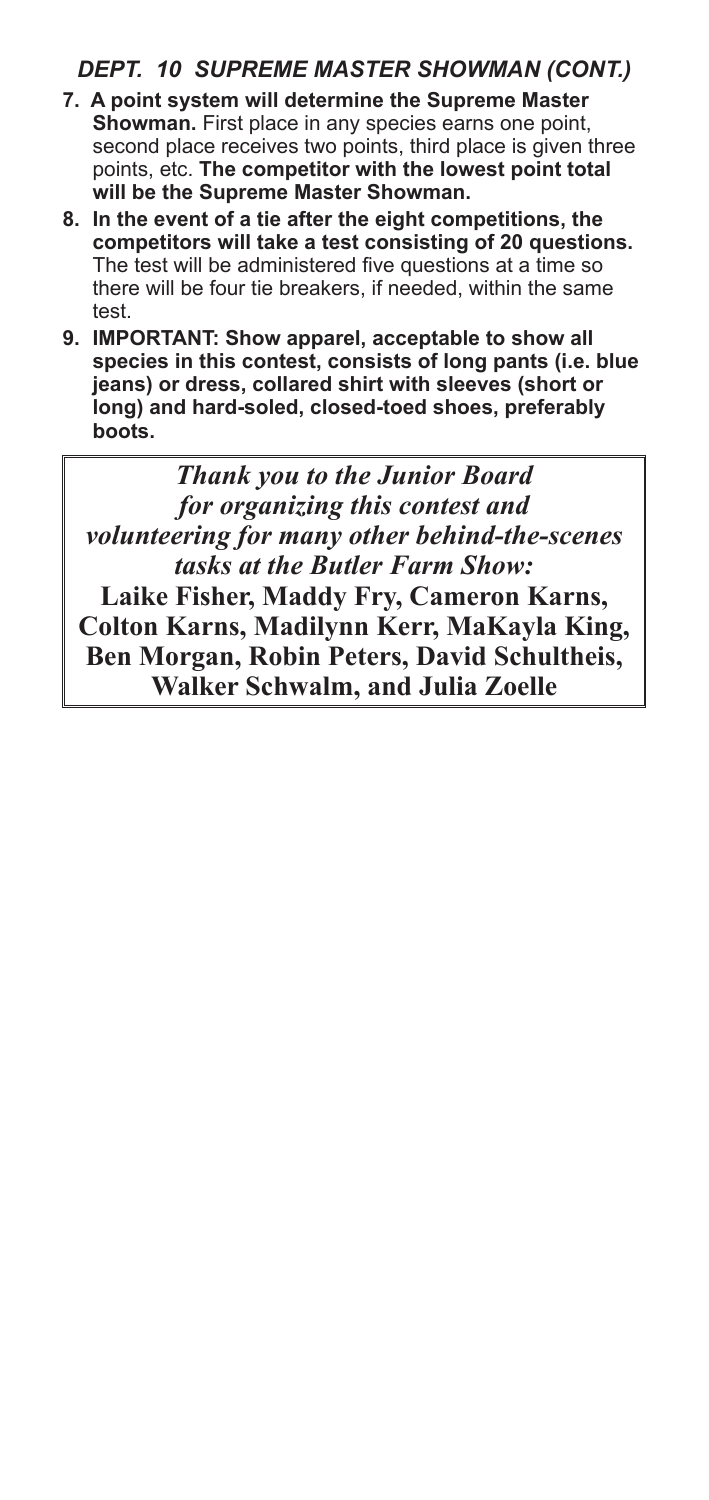## *DEPT. 10 SUPREME MASTER SHOWMAN (CONT.)*

7. **A point system will determine the Supreme Master Showman.** First place in any species earns one point, second place receives two points, third place is given three points, etc. **The competitor with the lowest point total will be the Supreme Master Showman.**
8. **In the event of a tie after the eight competitions, the competitors will take a test consisting of 20 questions.** The test will be administered five questions at a time so there will be four tie breakers, if needed, within the same test.
9. **IMPORTANT: Show apparel, acceptable to show all species in this contest, consists of long pants (i.e. blue jeans) or dress, collared shirt with sleeves (short or long) and hard-soled, closed-toed shoes, preferably boots.**

***Thank you to the Junior Board for organizing this contest and volunteering for many other behind-the-scenes tasks at the Butler Farm Show:***

**Laike Fisher, Maddy Fry, Cameron Karns, Colton Karns, Madilynn Kerr, MaKayla King, Ben Morgan, Robin Peters, David Schultheis, Walker Schwalm, and Julia Zoelle**